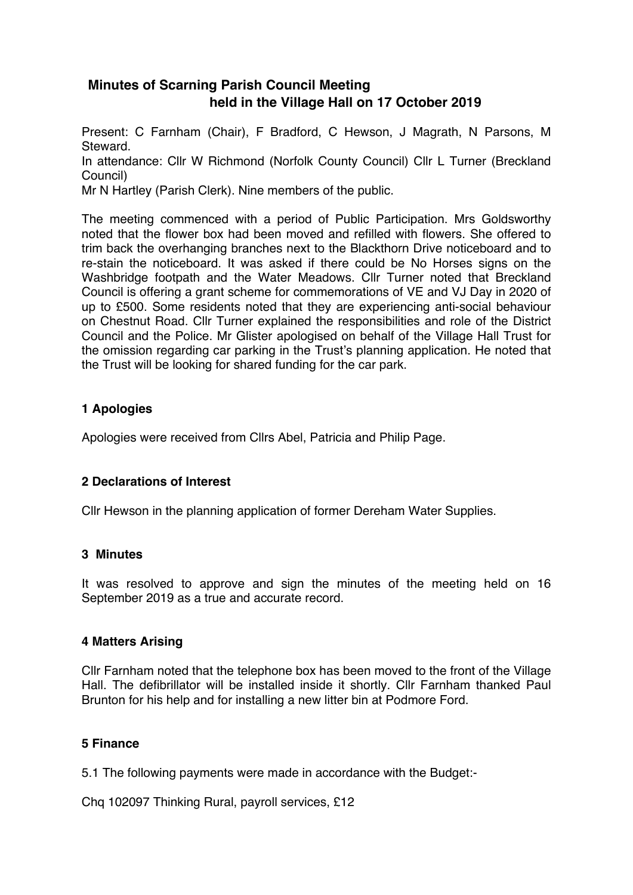# Minutes of Scarning Parish Council Meeting held in the Village Hall on 17 October 2019

Present: C Farnham (Chair), F Bradford, C Hewson, J Magrath, N Parsons, M Steward.

In attendance: Cllr W Richmond (Norfolk County Council) Cllr L Turner (Breckland Council)

Mr N Hartley (Parish Clerk). Nine members of the public.

The meeting commenced with a period of Public Participation. Mrs Goldsworthy noted that the flower box had been moved and refilled with flowers. She offered to trim back the overhanging branches next to the Blackthorn Drive noticeboard and to re-stain the noticeboard. It was asked if there could be No Horses signs on the Washbridge footpath and the Water Meadows. Cllr Turner noted that Breckland Council is offering a grant scheme for commemorations of VE and VJ Day in 2020 of up to £500. Some residents noted that they are experiencing anti-social behaviour on Chestnut Road. Cllr Turner explained the responsibilities and role of the District Council and the Police. Mr Glister apologised on behalf of the Village Hall Trust for the omission regarding car parking in the Trust's planning application. He noted that the Trust will be looking for shared funding for the car park.

## 1 Apologies

Apologies were received from Cllrs Abel, Patricia and Philip Page.

## 2 Declarations of Interest

Cllr Hewson in the planning application of former Dereham Water Supplies.

## 3 Minutes

It was resolved to approve and sign the minutes of the meeting held on 16 September 2019 as a true and accurate record.

## 4 Matters Arising

Cllr Farnham noted that the telephone box has been moved to the front of the Village Hall. The defibrillator will be installed inside it shortly. Cllr Farnham thanked Paul Brunton for his help and for installing a new litter bin at Podmore Ford.

## 5 Finance

5.1 The following payments were made in accordance with the Budget:-

Chq 102097 Thinking Rural, payroll services, £12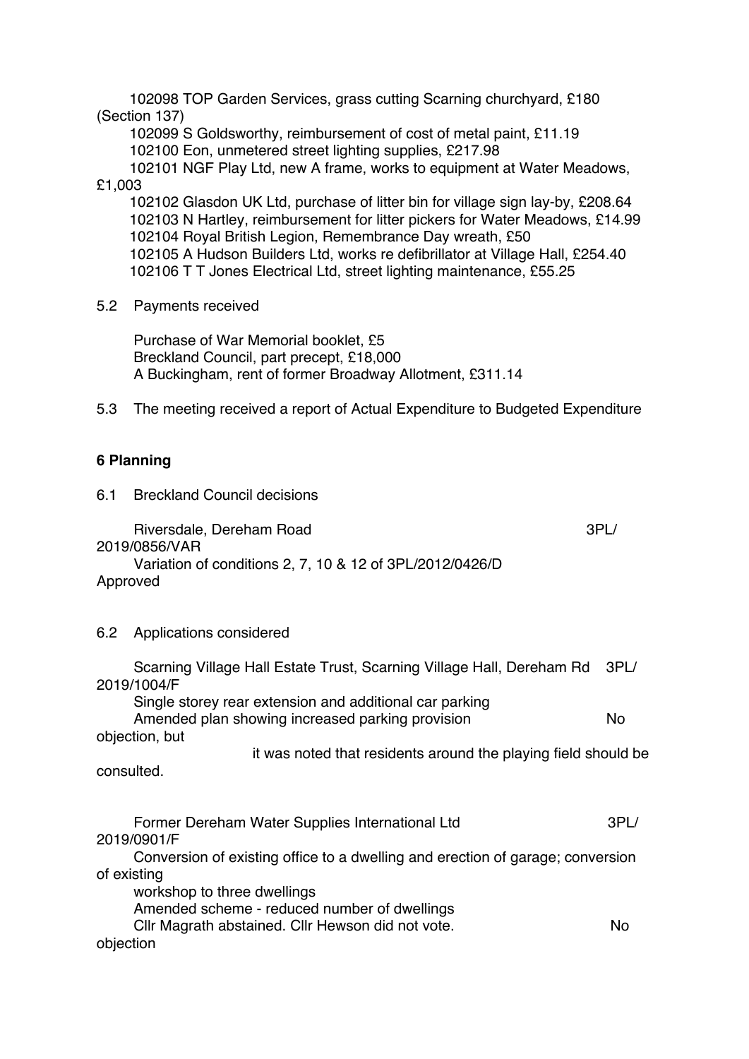102098 TOP Garden Services, grass cutting Scarning churchyard, £180 (Section 137)
102099 S Goldsworthy, reimbursement of cost of metal paint, £11.19
102100 Eon, unmetered street lighting supplies, £217.98
102101 NGF Play Ltd, new A frame, works to equipment at Water Meadows, £1,003
102102 Glasdon UK Ltd, purchase of litter bin for village sign lay-by, £208.64
102103 N Hartley, reimbursement for litter pickers for Water Meadows, £14.99
102104 Royal British Legion, Remembrance Day wreath, £50
102105 A Hudson Builders Ltd, works re defibrillator at Village Hall, £254.40
102106 T T Jones Electrical Ltd, street lighting maintenance, £55.25

5.2 Payments received

Purchase of War Memorial booklet, £5
Breckland Council, part precept, £18,000
A Buckingham, rent of former Broadway Allotment, £311.14

5.3 The meeting received a report of Actual Expenditure to Budgeted Expenditure

**6 Planning**

6.1 Breckland Council decisions

Riversdale, Dereham Road 3PL/2019/0856/VAR
Variation of conditions 2, 7, 10 & 12 of 3PL/2012/0426/D
Approved

6.2 Applications considered

Scarning Village Hall Estate Trust, Scarning Village Hall, Dereham Rd 3PL/2019/1004/F
Single storey rear extension and additional car parking
Amended plan showing increased parking provision No objection, but
it was noted that residents around the playing field should be consulted.

Former Dereham Water Supplies International Ltd 3PL/2019/0901/F
Conversion of existing office to a dwelling and erection of garage; conversion of existing
workshop to three dwellings
Amended scheme - reduced number of dwellings
Cllr Magrath abstained. Cllr Hewson did not vote. No objection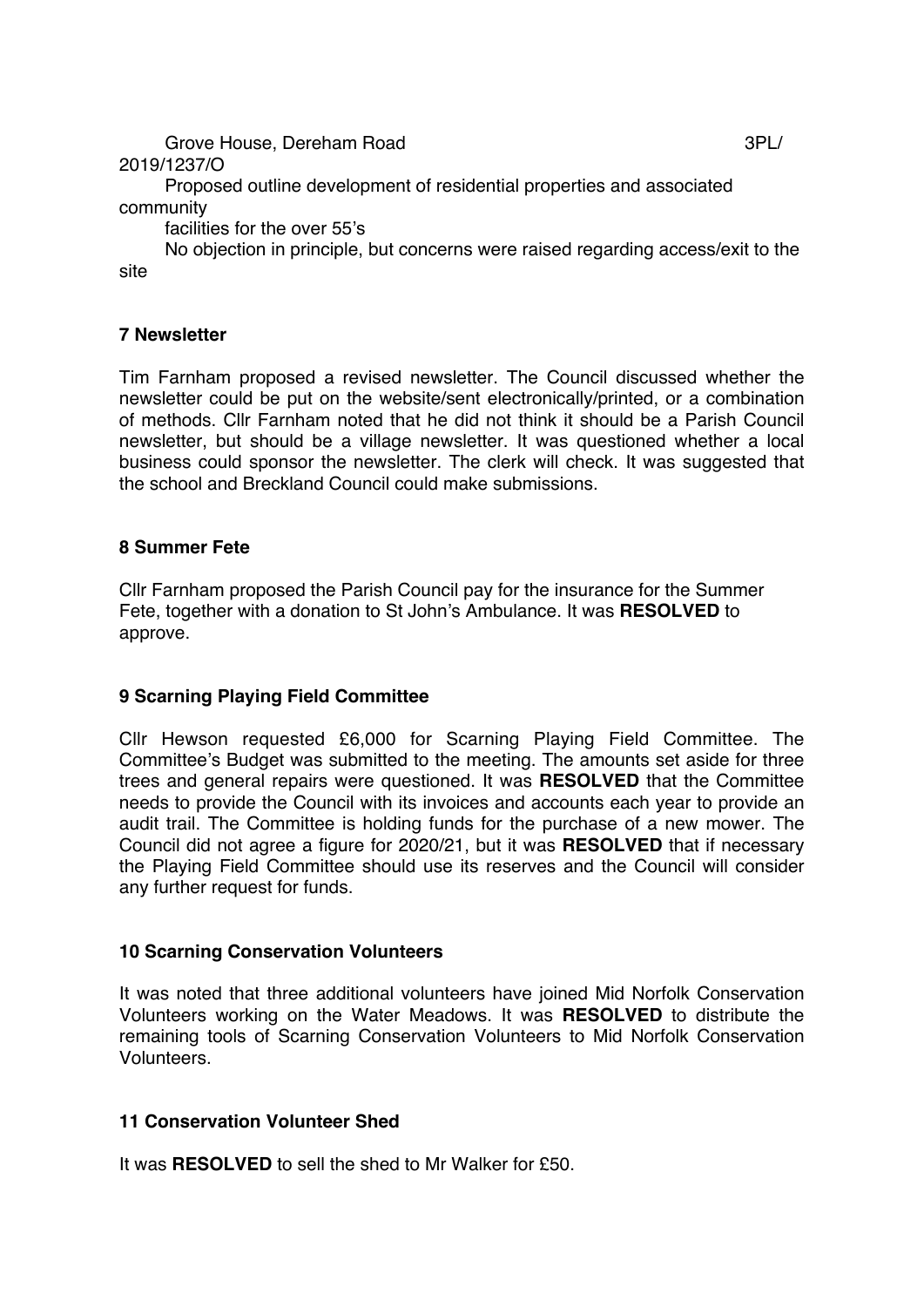Grove House, Dereham Road 3PL/2019/1237/O

Proposed outline development of residential properties and associated community facilities for the over 55's

No objection in principle, but concerns were raised regarding access/exit to the site

## 7 Newsletter

Tim Farnham proposed a revised newsletter. The Council discussed whether the newsletter could be put on the website/sent electronically/printed, or a combination of methods. Cllr Farnham noted that he did not think it should be a Parish Council newsletter, but should be a village newsletter. It was questioned whether a local business could sponsor the newsletter. The clerk will check. It was suggested that the school and Breckland Council could make submissions.

## 8 Summer Fete

Cllr Farnham proposed the Parish Council pay for the insurance for the Summer Fete, together with a donation to St John's Ambulance. It was **RESOLVED** to approve.

## 9 Scarning Playing Field Committee

Cllr Hewson requested £6,000 for Scarning Playing Field Committee. The Committee's Budget was submitted to the meeting. The amounts set aside for three trees and general repairs were questioned. It was **RESOLVED** that the Committee needs to provide the Council with its invoices and accounts each year to provide an audit trail. The Committee is holding funds for the purchase of a new mower. The Council did not agree a figure for 2020/21, but it was **RESOLVED** that if necessary the Playing Field Committee should use its reserves and the Council will consider any further request for funds.

## 10 Scarning Conservation Volunteers

It was noted that three additional volunteers have joined Mid Norfolk Conservation Volunteers working on the Water Meadows. It was **RESOLVED** to distribute the remaining tools of Scarning Conservation Volunteers to Mid Norfolk Conservation Volunteers.

## 11 Conservation Volunteer Shed

It was **RESOLVED** to sell the shed to Mr Walker for £50.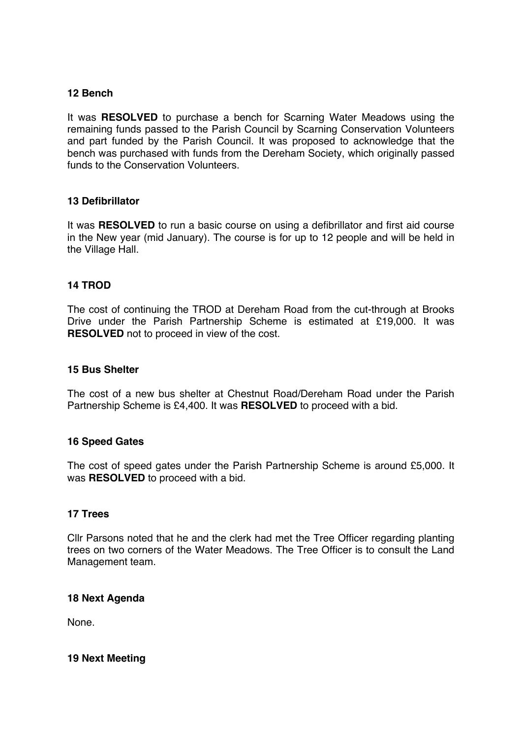**12 Bench**

It was **RESOLVED** to purchase a bench for Scarning Water Meadows using the remaining funds passed to the Parish Council by Scarning Conservation Volunteers and part funded by the Parish Council. It was proposed to acknowledge that the bench was purchased with funds from the Dereham Society, which originally passed funds to the Conservation Volunteers.

**13 Defibrillator**

It was **RESOLVED** to run a basic course on using a defibrillator and first aid course in the New year (mid January). The course is for up to 12 people and will be held in the Village Hall.

**14 TROD**

The cost of continuing the TROD at Dereham Road from the cut-through at Brooks Drive under the Parish Partnership Scheme is estimated at £19,000. It was **RESOLVED** not to proceed in view of the cost.

**15 Bus Shelter**

The cost of a new bus shelter at Chestnut Road/Dereham Road under the Parish Partnership Scheme is £4,400. It was **RESOLVED** to proceed with a bid.

**16 Speed Gates**

The cost of speed gates under the Parish Partnership Scheme is around £5,000. It was **RESOLVED** to proceed with a bid.

**17 Trees**

Cllr Parsons noted that he and the clerk had met the Tree Officer regarding planting trees on two corners of the Water Meadows. The Tree Officer is to consult the Land Management team.

**18 Next Agenda**

None.

**19 Next Meeting**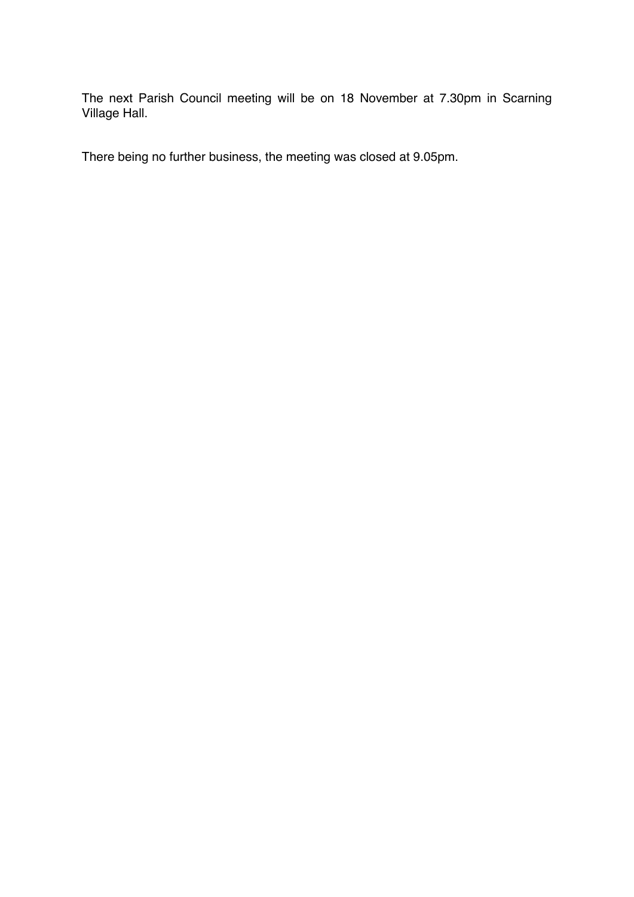The next Parish Council meeting will be on 18 November at 7.30pm in Scarning Village Hall.

There being no further business, the meeting was closed at 9.05pm.